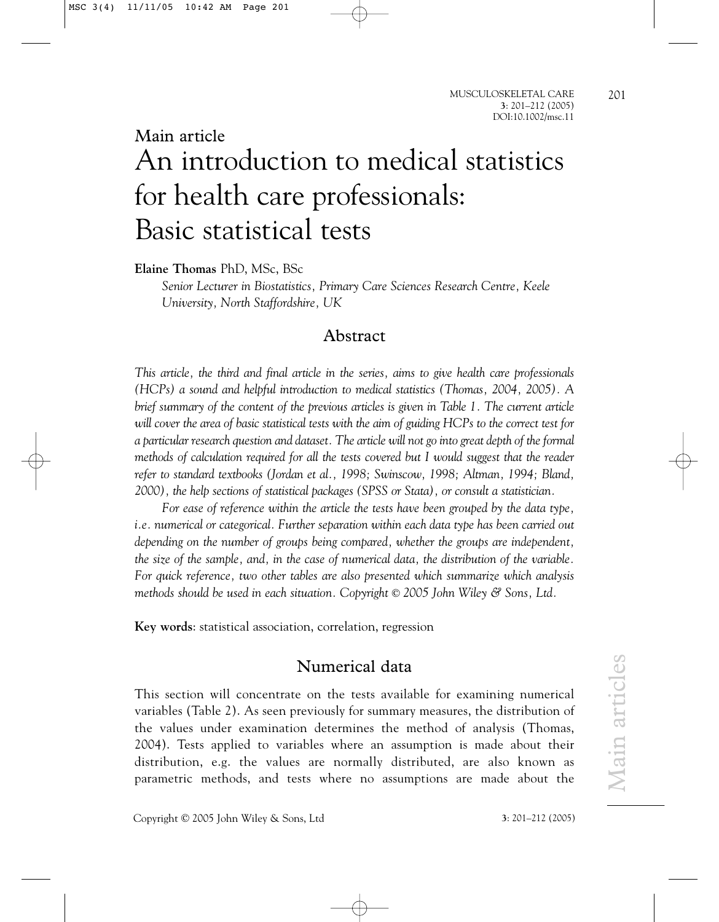Main article

# An introduction to medical statistics for health care professionals: Basic statistical tests

**Elaine Thomas** PhD, MSc, BSc

*Senior Lecturer in Biostatistics, Primary Care Sciences Research Centre, Keele University, North Staffordshire, UK*

## Abstract

*This article, the third and final article in the series, aims to give health care professionals (HCPs) a sound and helpful introduction to medical statistics (Thomas, 2004, 2005). A brief summary of the content of the previous articles is given in Table 1. The current article will cover the area of basic statistical tests with the aim of guiding HCPs to the correct test for a particular research question and dataset. The article will not go into great depth of the formal methods of calculation required for all the tests covered but I would suggest that the reader refer to standard textbooks (Jordan et al., 1998; Swinscow, 1998; Altman, 1994; Bland, 2000), the help sections of statistical packages (SPSS or Stata), or consult a statistician.*

*For ease of reference within the article the tests have been grouped by the data type, i.e. numerical or categorical. Further separation within each data type has been carried out depending on the number of groups being compared, whether the groups are independent, the size of the sample, and, in the case of numerical data, the distribution of the variable. For quick reference, two other tables are also presented which summarize which analysis methods should be used in each situation. Copyright © 2005 John Wiley & Sons, Ltd.*

**Key words**: statistical association, correlation, regression

## Numerical data

This section will concentrate on the tests available for examining numerical variables (Table 2). As seen previously for summary measures, the distribution of the values under examination determines the method of analysis (Thomas, 2004). Tests applied to variables where an assumption is made about their distribution, e.g. the values are normally distributed, are also known as parametric methods, and tests where no assumptions are made about the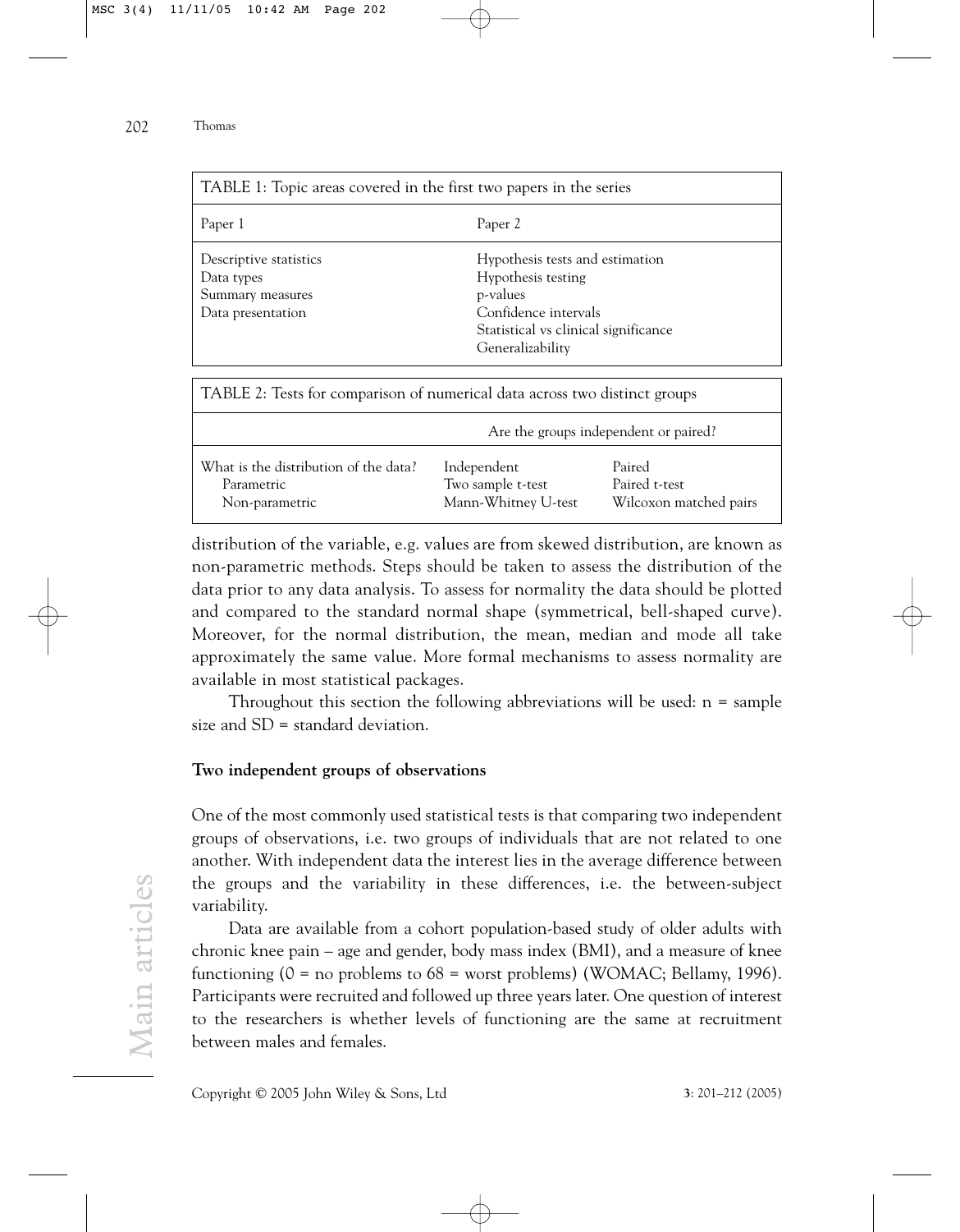| TABLE 1: Topic areas covered in the first two papers in the series | |
|---|---|
| Paper 1 | Paper 2 |
| Descriptive statistics<br>Data types<br>Summary measures<br>Data presentation | Hypothesis tests and estimation<br>Hypothesis testing<br>p-values<br>Confidence intervals<br>Statistical vs clinical significance<br>Generalizability |

| TABLE 2: Tests for comparison of numerical data across two distinct groups | | |
|---|---|---|
| | Are the groups independent or paired? | |
| What is the distribution of the data? | Independent | Paired |
| Parametric | Two sample t-test | Paired t-test |
| Non-parametric | Mann-Whitney U-test | Wilcoxon matched pairs |

distribution of the variable, e.g. values are from skewed distribution, are known as non-parametric methods. Steps should be taken to assess the distribution of the data prior to any data analysis. To assess for normality the data should be plotted and compared to the standard normal shape (symmetrical, bell-shaped curve). Moreover, for the normal distribution, the mean, median and mode all take approximately the same value. More formal mechanisms to assess normality are available in most statistical packages.

Throughout this section the following abbreviations will be used: n = sample size and SD = standard deviation.

**Two independent groups of observations**

One of the most commonly used statistical tests is that comparing two independent groups of observations, i.e. two groups of individuals that are not related to one another. With independent data the interest lies in the average difference between the groups and the variability in these differences, i.e. the between-subject variability.

Data are available from a cohort population-based study of older adults with chronic knee pain – age and gender, body mass index (BMI), and a measure of knee functioning (0 = no problems to 68 = worst problems) (WOMAC; Bellamy, 1996). Participants were recruited and followed up three years later. One question of interest to the researchers is whether levels of functioning are the same at recruitment between males and females.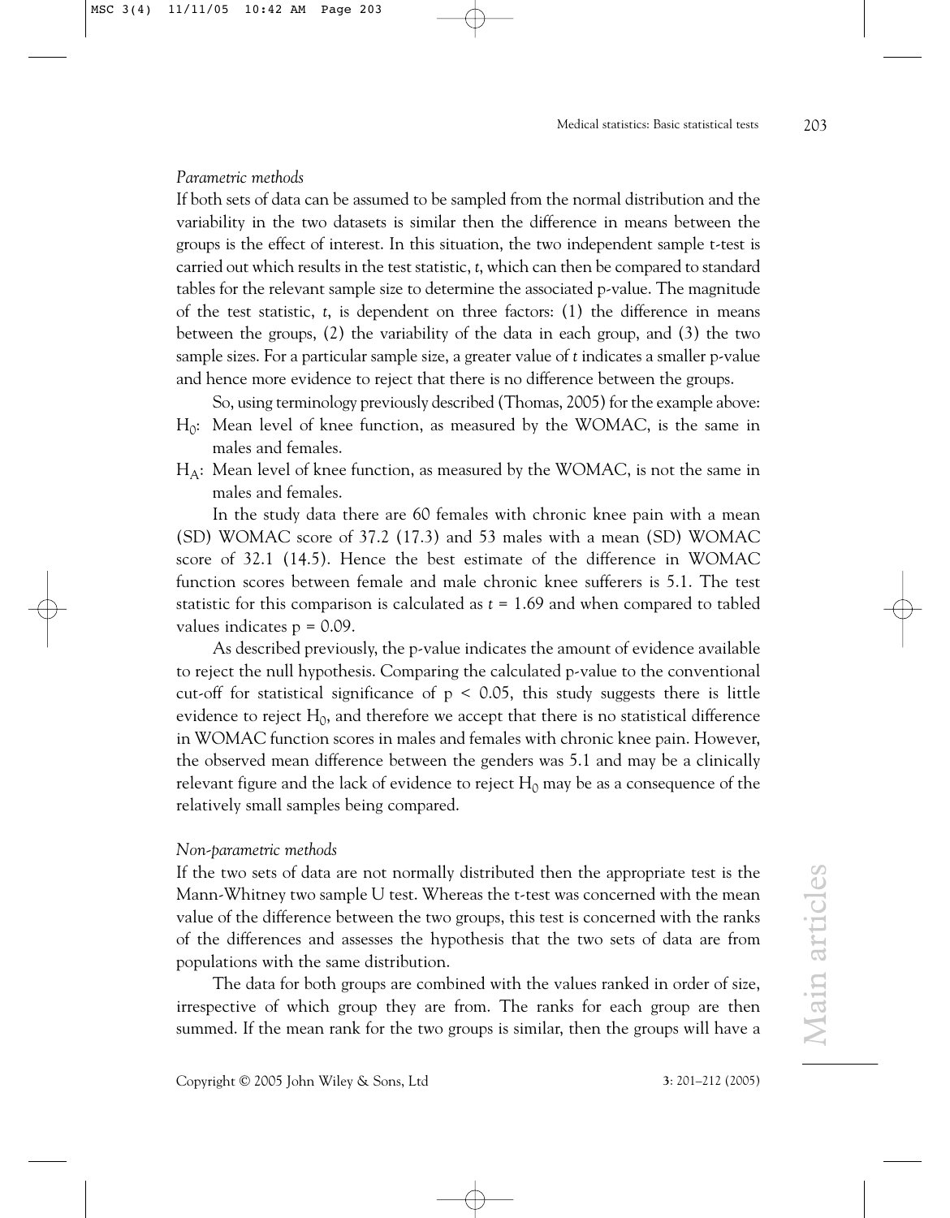*Parametric methods*

If both sets of data can be assumed to be sampled from the normal distribution and the variability in the two datasets is similar then the difference in means between the groups is the effect of interest. In this situation, the two independent sample t-test is carried out which results in the test statistic, $t$, which can then be compared to standard tables for the relevant sample size to determine the associated p-value. The magnitude of the test statistic, $t$, is dependent on three factors: (1) the difference in means between the groups, (2) the variability of the data in each group, and (3) the two sample sizes. For a particular sample size, a greater value of $t$ indicates a smaller p-value and hence more evidence to reject that there is no difference between the groups.

So, using terminology previously described (Thomas, 2005) for the example above:

$H_0$: Mean level of knee function, as measured by the WOMAC, is the same in males and females.

$H_A$: Mean level of knee function, as measured by the WOMAC, is not the same in males and females.

In the study data there are 60 females with chronic knee pain with a mean (SD) WOMAC score of 37.2 (17.3) and 53 males with a mean (SD) WOMAC score of 32.1 (14.5). Hence the best estimate of the difference in WOMAC function scores between female and male chronic knee sufferers is 5.1. The test statistic for this comparison is calculated as $t = 1.69$ and when compared to tabled values indicates $p = 0.09$.

As described previously, the p-value indicates the amount of evidence available to reject the null hypothesis. Comparing the calculated p-value to the conventional cut-off for statistical significance of $p < 0.05$, this study suggests there is little evidence to reject $H_0$, and therefore we accept that there is no statistical difference in WOMAC function scores in males and females with chronic knee pain. However, the observed mean difference between the genders was 5.1 and may be a clinically relevant figure and the lack of evidence to reject $H_0$ may be as a consequence of the relatively small samples being compared.

*Non-parametric methods*

If the two sets of data are not normally distributed then the appropriate test is the Mann-Whitney two sample U test. Whereas the t-test was concerned with the mean value of the difference between the two groups, this test is concerned with the ranks of the differences and assesses the hypothesis that the two sets of data are from populations with the same distribution.

The data for both groups are combined with the values ranked in order of size, irrespective of which group they are from. The ranks for each group are then summed. If the mean rank for the two groups is similar, then the groups will have a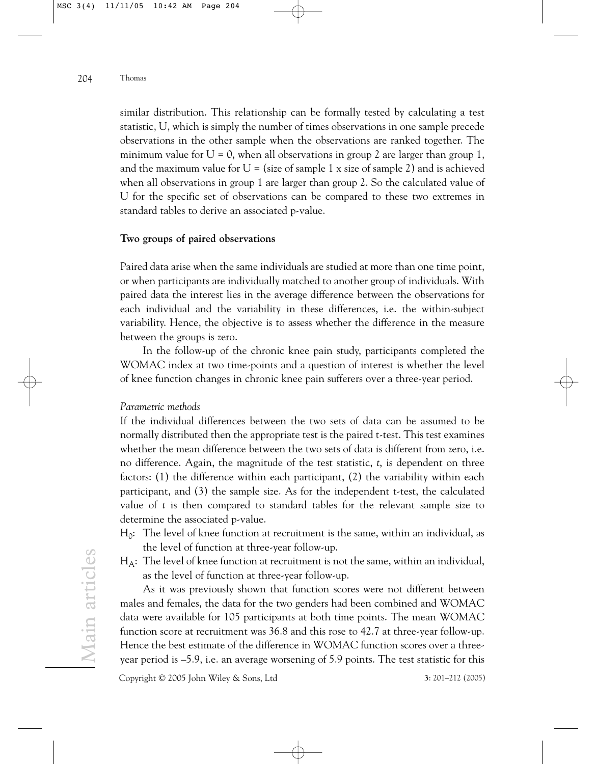similar distribution. This relationship can be formally tested by calculating a test statistic, U, which is simply the number of times observations in one sample precede observations in the other sample when the observations are ranked together. The minimum value for U = 0, when all observations in group 2 are larger than group 1, and the maximum value for U = (size of sample 1 x size of sample 2) and is achieved when all observations in group 1 are larger than group 2. So the calculated value of U for the specific set of observations can be compared to these two extremes in standard tables to derive an associated p-value.

**Two groups of paired observations**

Paired data arise when the same individuals are studied at more than one time point, or when participants are individually matched to another group of individuals. With paired data the interest lies in the average difference between the observations for each individual and the variability in these differences, i.e. the within-subject variability. Hence, the objective is to assess whether the difference in the measure between the groups is zero.

In the follow-up of the chronic knee pain study, participants completed the WOMAC index at two time-points and a question of interest is whether the level of knee function changes in chronic knee pain sufferers over a three-year period.

*Parametric methods*

If the individual differences between the two sets of data can be assumed to be normally distributed then the appropriate test is the paired t-test. This test examines whether the mean difference between the two sets of data is different from zero, i.e. no difference. Again, the magnitude of the test statistic, *t*, is dependent on three factors: (1) the difference within each participant, (2) the variability within each participant, and (3) the sample size. As for the independent t-test, the calculated value of *t* is then compared to standard tables for the relevant sample size to determine the associated p-value.

$H_0$: The level of knee function at recruitment is the same, within an individual, as the level of function at three-year follow-up.

$H_A$: The level of knee function at recruitment is not the same, within an individual, as the level of function at three-year follow-up.

As it was previously shown that function scores were not different between males and females, the data for the two genders had been combined and WOMAC data were available for 105 participants at both time points. The mean WOMAC function score at recruitment was 36.8 and this rose to 42.7 at three-year follow-up. Hence the best estimate of the difference in WOMAC function scores over a three-year period is –5.9, i.e. an average worsening of 5.9 points. The test statistic for this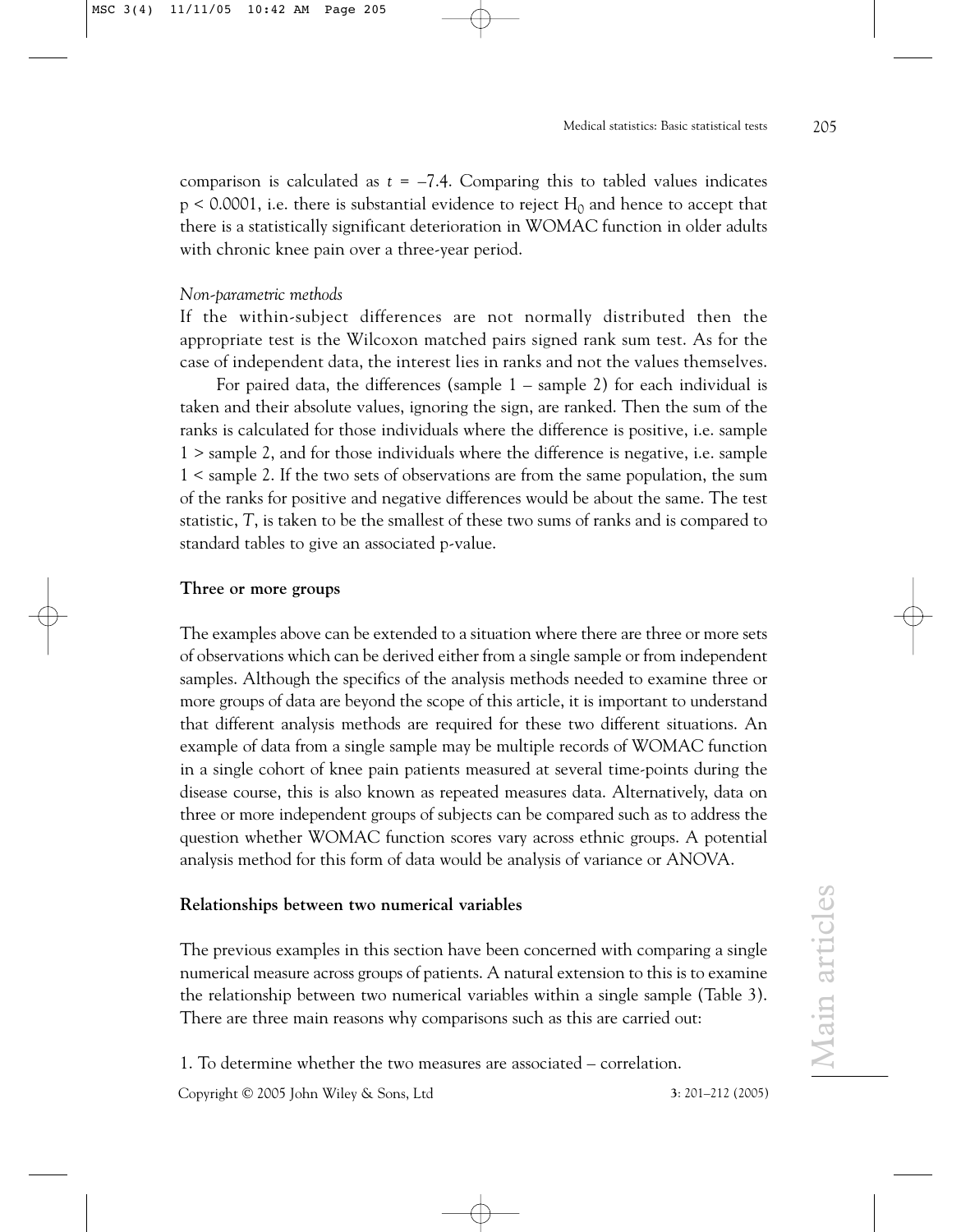comparison is calculated as $t = -7.4$. Comparing this to tabled values indicates $p < 0.0001$, i.e. there is substantial evidence to reject $H_0$ and hence to accept that there is a statistically significant deterioration in WOMAC function in older adults with chronic knee pain over a three-year period.

*Non-parametric methods*

If the within-subject differences are not normally distributed then the appropriate test is the Wilcoxon matched pairs signed rank sum test. As for the case of independent data, the interest lies in ranks and not the values themselves.

For paired data, the differences (sample 1 – sample 2) for each individual is taken and their absolute values, ignoring the sign, are ranked. Then the sum of the ranks is calculated for those individuals where the difference is positive, i.e. sample 1 > sample 2, and for those individuals where the difference is negative, i.e. sample 1 < sample 2. If the two sets of observations are from the same population, the sum of the ranks for positive and negative differences would be about the same. The test statistic, $T$, is taken to be the smallest of these two sums of ranks and is compared to standard tables to give an associated p-value.

**Three or more groups**

The examples above can be extended to a situation where there are three or more sets of observations which can be derived either from a single sample or from independent samples. Although the specifics of the analysis methods needed to examine three or more groups of data are beyond the scope of this article, it is important to understand that different analysis methods are required for these two different situations. An example of data from a single sample may be multiple records of WOMAC function in a single cohort of knee pain patients measured at several time-points during the disease course, this is also known as repeated measures data. Alternatively, data on three or more independent groups of subjects can be compared such as to address the question whether WOMAC function scores vary across ethnic groups. A potential analysis method for this form of data would be analysis of variance or ANOVA.

**Relationships between two numerical variables**

The previous examples in this section have been concerned with comparing a single numerical measure across groups of patients. A natural extension to this is to examine the relationship between two numerical variables within a single sample (Table 3). There are three main reasons why comparisons such as this are carried out:

1. To determine whether the two measures are associated – correlation.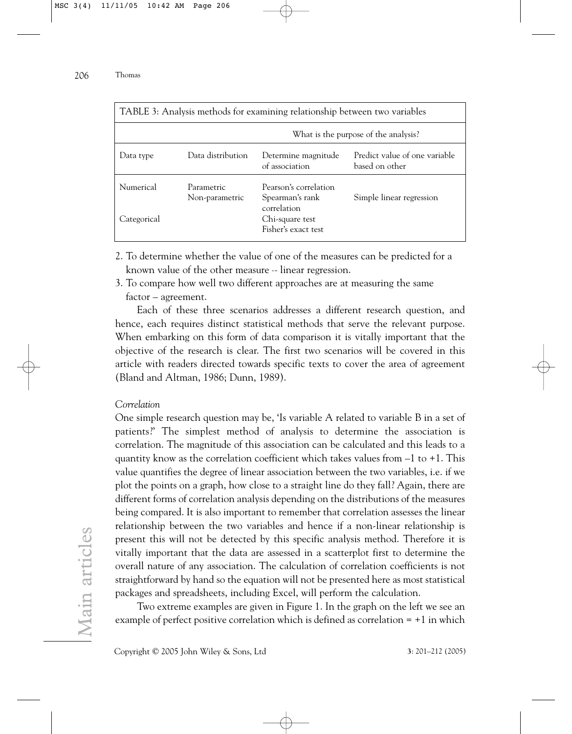TABLE 3: Analysis methods for examining relationship between two variables

| | | What is the purpose of the analysis? | |
|---|---|---|---|
| Data type | Data distribution | Determine magnitude of association | Predict value of one variable based on other |
| Numerical | Parametric | Pearson's correlation | |
| | Non-parametric | Spearman's rank correlation | Simple linear regression |
| Categorical | | Chi-square test | |
| | | Fisher's exact test | |

2. To determine whether the value of one of the measures can be predicted for a known value of the other measure -- linear regression.
3. To compare how well two different approaches are at measuring the same factor – agreement.

Each of these three scenarios addresses a different research question, and hence, each requires distinct statistical methods that serve the relevant purpose. When embarking on this form of data comparison it is vitally important that the objective of the research is clear. The first two scenarios will be covered in this article with readers directed towards specific texts to cover the area of agreement (Bland and Altman, 1986; Dunn, 1989).

*Correlation*

One simple research question may be, 'Is variable A related to variable B in a set of patients?' The simplest method of analysis to determine the association is correlation. The magnitude of this association can be calculated and this leads to a quantity know as the correlation coefficient which takes values from –1 to +1. This value quantifies the degree of linear association between the two variables, i.e. if we plot the points on a graph, how close to a straight line do they fall? Again, there are different forms of correlation analysis depending on the distributions of the measures being compared. It is also important to remember that correlation assesses the linear relationship between the two variables and hence if a non-linear relationship is present this will not be detected by this specific analysis method. Therefore it is vitally important that the data are assessed in a scatterplot first to determine the overall nature of any association. The calculation of correlation coefficients is not straightforward by hand so the equation will not be presented here as most statistical packages and spreadsheets, including Excel, will perform the calculation.

Two extreme examples are given in Figure 1. In the graph on the left we see an example of perfect positive correlation which is defined as correlation = +1 in which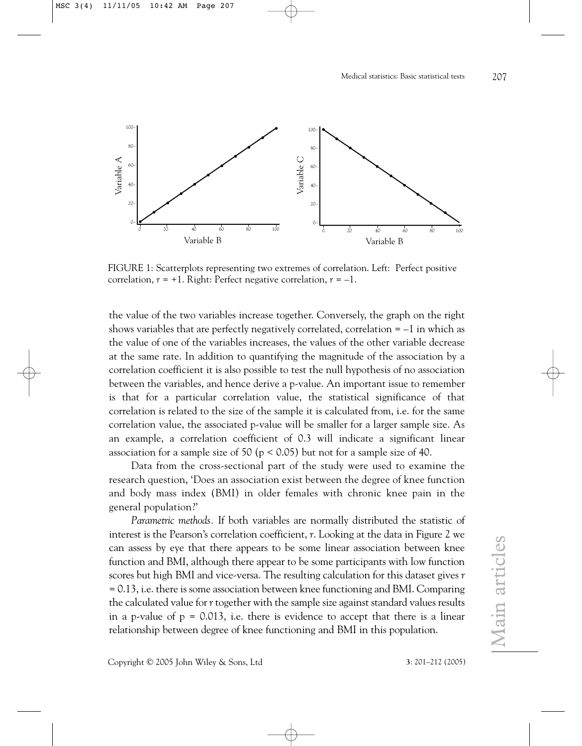FIGURE 1: Scatterplots representing two extremes of correlation. Left: Perfect positive correlation, $r = +1$. Right: Perfect negative correlation, $r = -1$.

the value of the two variables increase together. Conversely, the graph on the right shows variables that are perfectly negatively correlated, correlation = –1 in which as the value of one of the variables increases, the values of the other variable decrease at the same rate. In addition to quantifying the magnitude of the association by a correlation coefficient it is also possible to test the null hypothesis of no association between the variables, and hence derive a p-value. An important issue to remember is that for a particular correlation value, the statistical significance of that correlation is related to the size of the sample it is calculated from, i.e. for the same correlation value, the associated p-value will be smaller for a larger sample size. As an example, a correlation coefficient of 0.3 will indicate a significant linear association for a sample size of 50 ($p < 0.05$) but not for a sample size of 40.

Data from the cross-sectional part of the study were used to examine the research question, 'Does an association exist between the degree of knee function and body mass index (BMI) in older females with chronic knee pain in the general population?'

*Parametric methods.* If both variables are normally distributed the statistic of interest is the Pearson's correlation coefficient, $r$. Looking at the data in Figure 2 we can assess by eye that there appears to be some linear association between knee function and BMI, although there appear to be some participants with low function scores but high BMI and vice-versa. The resulting calculation for this dataset gives $r = 0.13$, i.e. there is some association between knee functioning and BMI. Comparing the calculated value for $r$ together with the sample size against standard values results in a p-value of $p = 0.013$, i.e. there is evidence to accept that there is a linear relationship between degree of knee functioning and BMI in this population.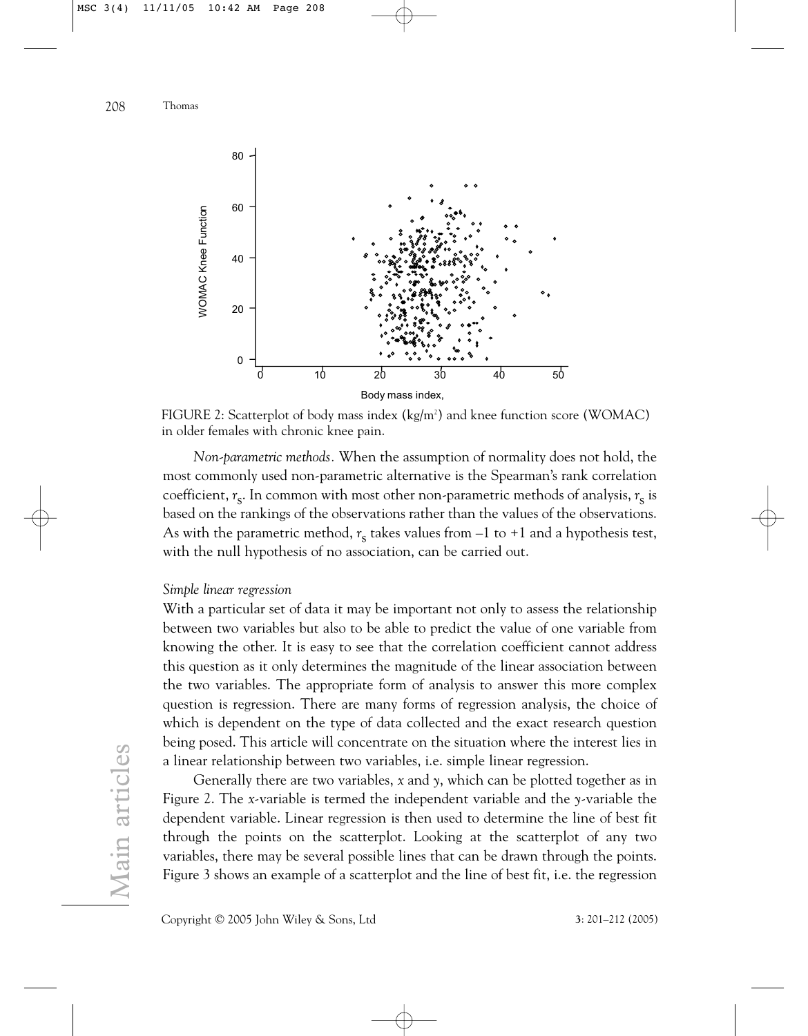FIGURE 2: Scatterplot of body mass index (kg/m$^2$) and knee function score (WOMAC) in older females with chronic knee pain.

*Non-parametric methods.* When the assumption of normality does not hold, the most commonly used non-parametric alternative is the Spearman's rank correlation coefficient, $r_S$. In common with most other non-parametric methods of analysis, $r_S$ is based on the rankings of the observations rather than the values of the observations. As with the parametric method, $r_S$ takes values from –1 to +1 and a hypothesis test, with the null hypothesis of no association, can be carried out.

*Simple linear regression*

With a particular set of data it may be important not only to assess the relationship between two variables but also to be able to predict the value of one variable from knowing the other. It is easy to see that the correlation coefficient cannot address this question as it only determines the magnitude of the linear association between the two variables. The appropriate form of analysis to answer this more complex question is regression. There are many forms of regression analysis, the choice of which is dependent on the type of data collected and the exact research question being posed. This article will concentrate on the situation where the interest lies in a linear relationship between two variables, i.e. simple linear regression.

Generally there are two variables, $x$ and $y$, which can be plotted together as in Figure 2. The $x$-variable is termed the independent variable and the $y$-variable the dependent variable. Linear regression is then used to determine the line of best fit through the points on the scatterplot. Looking at the scatterplot of any two variables, there may be several possible lines that can be drawn through the points. Figure 3 shows an example of a scatterplot and the line of best fit, i.e. the regression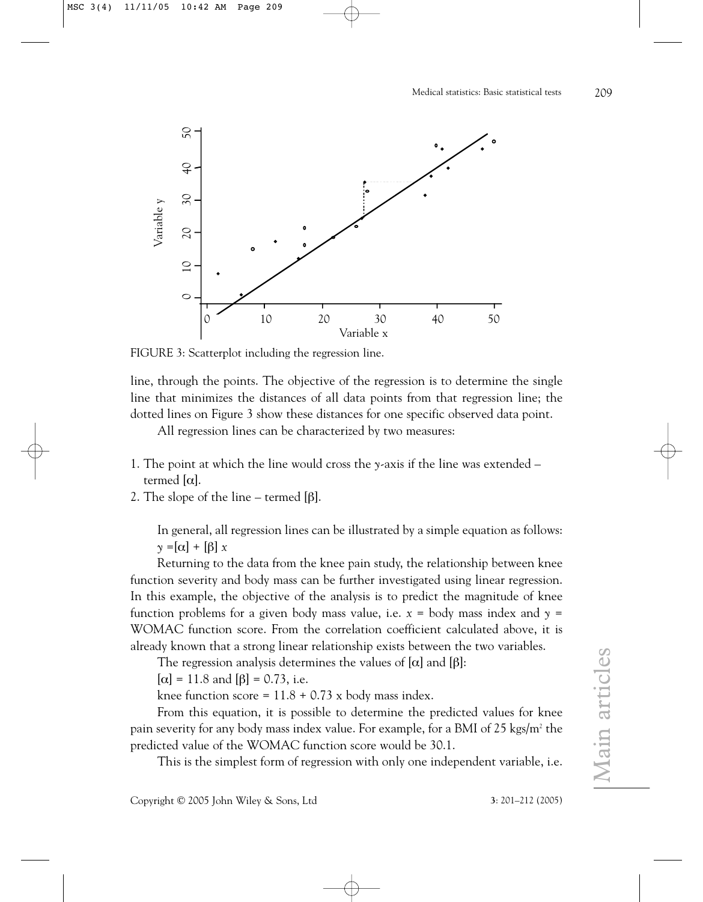FIGURE 3: Scatterplot including the regression line.

line, through the points. The objective of the regression is to determine the single line that minimizes the distances of all data points from that regression line; the dotted lines on Figure 3 show these distances for one specific observed data point.

All regression lines can be characterized by two measures:

1. The point at which the line would cross the *y*-axis if the line was extended – termed [$\alpha$].
2. The slope of the line – termed [$\beta$].

In general, all regression lines can be illustrated by a simple equation as follows:
$y = [\alpha] + [\beta]\, x$

Returning to the data from the knee pain study, the relationship between knee function severity and body mass can be further investigated using linear regression. In this example, the objective of the analysis is to predict the magnitude of knee function problems for a given body mass value, i.e. $x$ = body mass index and $y$ = WOMAC function score. From the correlation coefficient calculated above, it is already known that a strong linear relationship exists between the two variables.

The regression analysis determines the values of [$\alpha$] and [$\beta$]:

[$\alpha$] = 11.8 and [$\beta$] = 0.73, i.e.

knee function score = 11.8 + 0.73 x body mass index.

From this equation, it is possible to determine the predicted values for knee pain severity for any body mass index value. For example, for a BMI of 25 kgs/$m^2$ the predicted value of the WOMAC function score would be 30.1.

This is the simplest form of regression with only one independent variable, i.e.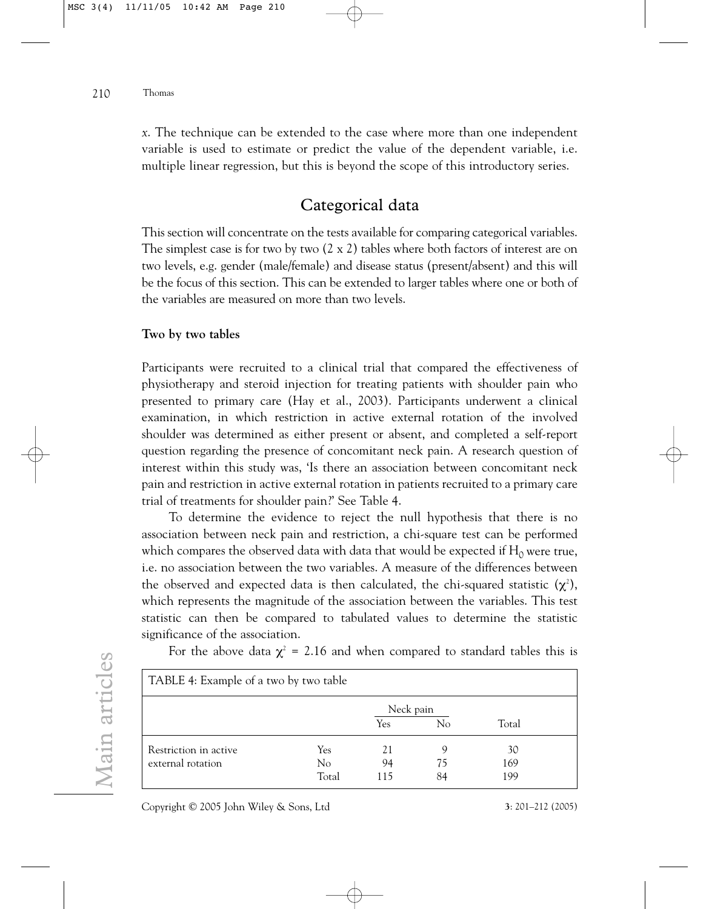*x*. The technique can be extended to the case where more than one independent variable is used to estimate or predict the value of the dependent variable, i.e. multiple linear regression, but this is beyond the scope of this introductory series.

## Categorical data

This section will concentrate on the tests available for comparing categorical variables. The simplest case is for two by two (2 x 2) tables where both factors of interest are on two levels, e.g. gender (male/female) and disease status (present/absent) and this will be the focus of this section. This can be extended to larger tables where one or both of the variables are measured on more than two levels.

### Two by two tables

Participants were recruited to a clinical trial that compared the effectiveness of physiotherapy and steroid injection for treating patients with shoulder pain who presented to primary care (Hay et al., 2003). Participants underwent a clinical examination, in which restriction in active external rotation of the involved shoulder was determined as either present or absent, and completed a self-report question regarding the presence of concomitant neck pain. A research question of interest within this study was, 'Is there an association between concomitant neck pain and restriction in active external rotation in patients recruited to a primary care trial of treatments for shoulder pain?' See Table 4.

To determine the evidence to reject the null hypothesis that there is no association between neck pain and restriction, a chi-square test can be performed which compares the observed data with data that would be expected if $H_0$ were true, i.e. no association between the two variables. A measure of the differences between the observed and expected data is then calculated, the chi-squared statistic ($\chi^2$), which represents the magnitude of the association between the variables. This test statistic can then be compared to tabulated values to determine the statistic significance of the association.

For the above data $\chi^2$ = 2.16 and when compared to standard tables this is

TABLE 4: Example of a two by two table

| | | Neck pain | | |
|---|---|---|---|---|
| | | Yes | No | Total |
| Restriction in active external rotation | Yes | 21 | 9 | 30 |
| | No | 94 | 75 | 169 |
| | Total | 115 | 84 | 199 |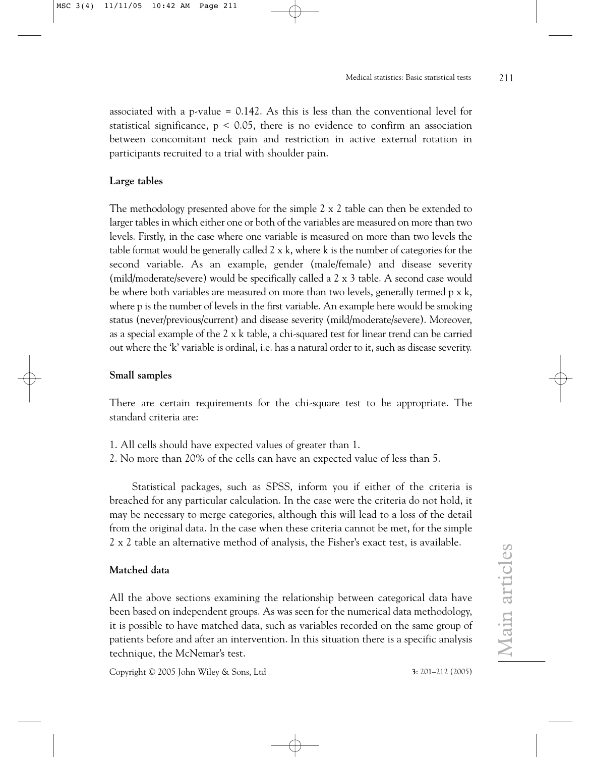associated with a p-value = 0.142. As this is less than the conventional level for statistical significance, $p < 0.05$, there is no evidence to confirm an association between concomitant neck pain and restriction in active external rotation in participants recruited to a trial with shoulder pain.

**Large tables**

The methodology presented above for the simple 2 x 2 table can then be extended to larger tables in which either one or both of the variables are measured on more than two levels. Firstly, in the case where one variable is measured on more than two levels the table format would be generally called 2 x k, where k is the number of categories for the second variable. As an example, gender (male/female) and disease severity (mild/moderate/severe) would be specifically called a 2 x 3 table. A second case would be where both variables are measured on more than two levels, generally termed p x k, where p is the number of levels in the first variable. An example here would be smoking status (never/previous/current) and disease severity (mild/moderate/severe). Moreover, as a special example of the 2 x k table, a chi-squared test for linear trend can be carried out where the 'k' variable is ordinal, i.e. has a natural order to it, such as disease severity.

**Small samples**

There are certain requirements for the chi-square test to be appropriate. The standard criteria are:

1. All cells should have expected values of greater than 1.
2. No more than 20% of the cells can have an expected value of less than 5.

Statistical packages, such as SPSS, inform you if either of the criteria is breached for any particular calculation. In the case were the criteria do not hold, it may be necessary to merge categories, although this will lead to a loss of the detail from the original data. In the case when these criteria cannot be met, for the simple 2 x 2 table an alternative method of analysis, the Fisher's exact test, is available.

**Matched data**

All the above sections examining the relationship between categorical data have been based on independent groups. As was seen for the numerical data methodology, it is possible to have matched data, such as variables recorded on the same group of patients before and after an intervention. In this situation there is a specific analysis technique, the McNemar's test.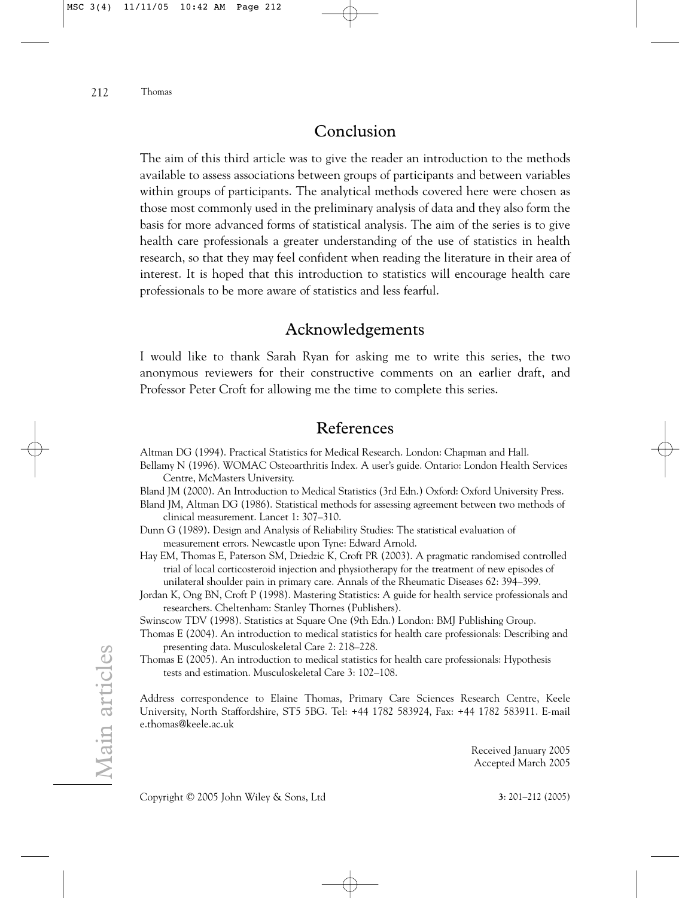## Conclusion

The aim of this third article was to give the reader an introduction to the methods available to assess associations between groups of participants and between variables within groups of participants. The analytical methods covered here were chosen as those most commonly used in the preliminary analysis of data and they also form the basis for more advanced forms of statistical analysis. The aim of the series is to give health care professionals a greater understanding of the use of statistics in health research, so that they may feel confident when reading the literature in their area of interest. It is hoped that this introduction to statistics will encourage health care professionals to be more aware of statistics and less fearful.

## Acknowledgements

I would like to thank Sarah Ryan for asking me to write this series, the two anonymous reviewers for their constructive comments on an earlier draft, and Professor Peter Croft for allowing me the time to complete this series.

## References

Altman DG (1994). Practical Statistics for Medical Research. London: Chapman and Hall.

Bellamy N (1996). WOMAC Osteoarthritis Index. A user's guide. Ontario: London Health Services Centre, McMasters University.

Bland JM (2000). An Introduction to Medical Statistics (3rd Edn.) Oxford: Oxford University Press.

Bland JM, Altman DG (1986). Statistical methods for assessing agreement between two methods of clinical measurement. Lancet 1: 307–310.

Dunn G (1989). Design and Analysis of Reliability Studies: The statistical evaluation of measurement errors. Newcastle upon Tyne: Edward Arnold.

Hay EM, Thomas E, Paterson SM, Dziedzic K, Croft PR (2003). A pragmatic randomised controlled trial of local corticosteroid injection and physiotherapy for the treatment of new episodes of unilateral shoulder pain in primary care. Annals of the Rheumatic Diseases 62: 394–399.

Jordan K, Ong BN, Croft P (1998). Mastering Statistics: A guide for health service professionals and researchers. Cheltenham: Stanley Thornes (Publishers).

Swinscow TDV (1998). Statistics at Square One (9th Edn.) London: BMJ Publishing Group.

Thomas E (2004). An introduction to medical statistics for health care professionals: Describing and presenting data. Musculoskeletal Care 2: 218–228.

Thomas E (2005). An introduction to medical statistics for health care professionals: Hypothesis tests and estimation. Musculoskeletal Care 3: 102–108.

Address correspondence to Elaine Thomas, Primary Care Sciences Research Centre, Keele University, North Staffordshire, ST5 5BG. Tel: +44 1782 583924, Fax: +44 1782 583911. E-mail e.thomas@keele.ac.uk

Received January 2005
Accepted March 2005

Copyright © 2005 John Wiley & Sons, Ltd